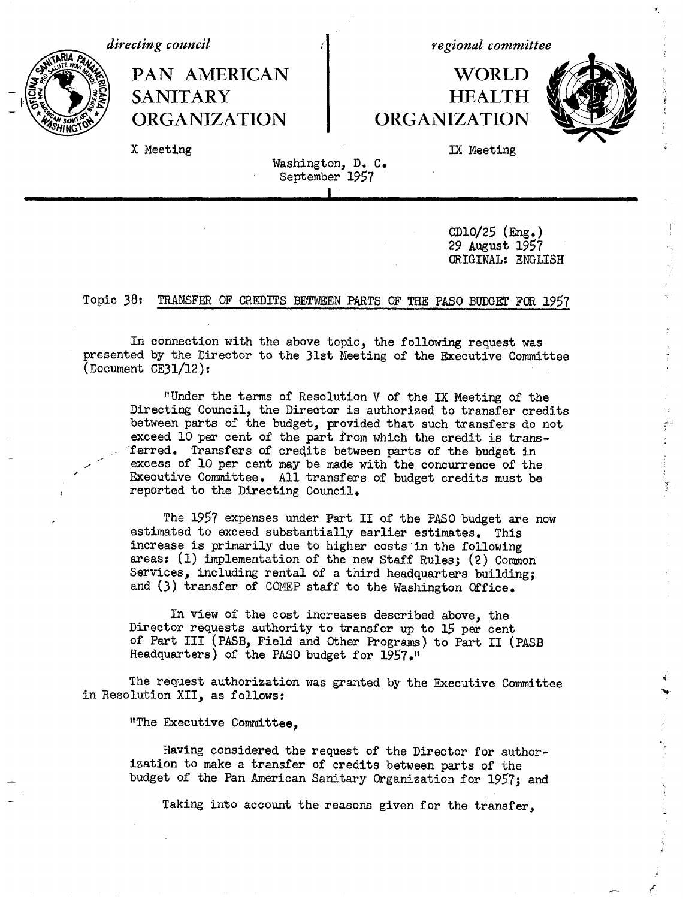*directing council*

**PAN AMERICAN SANITARY ORGANIZATION**

X Meeting

*regional committee*

**WORLD HEALTH ORGANIZATION**

IX Meeting

Washington, D. C.
September 1957

CD10/25 (Eng.)
29 August 1957
ORIGINAL: ENGLISH

Topic 38: TRANSFER OF CREDITS BETWEEN PARTS OF THE PASO BUDGET FOR 1957

In connection with the above topic, the following request was presented by the Director to the 31st Meeting of the Executive Committee (Document CE31/12):

"Under the terms of Resolution V of the IX Meeting of the Directing Council, the Director is authorized to transfer credits between parts of the budget, provided that such transfers do not exceed 10 per cent of the part from which the credit is transferred. Transfers of credits between parts of the budget in excess of 10 per cent may be made with the concurrence of the Executive Committee. All transfers of budget credits must be reported to the Directing Council.

The 1957 expenses under Part II of the PASO budget are now estimated to exceed substantially earlier estimates. This increase is primarily due to higher costs in the following areas: (1) implementation of the new Staff Rules; (2) Common Services, including rental of a third headquarters building; and (3) transfer of COMEP staff to the Washington Office.

In view of the cost increases described above, the Director requests authority to transfer up to 15 per cent of Part III (PASB, Field and Other Programs) to Part II (PASB Headquarters) of the PASO budget for 1957."

The request authorization was granted by the Executive Committee in Resolution XII, as follows:

"The Executive Committee,

Having considered the request of the Director for authorization to make a transfer of credits between parts of the budget of the Pan American Sanitary Organization for 1957; and

Taking into account the reasons given for the transfer,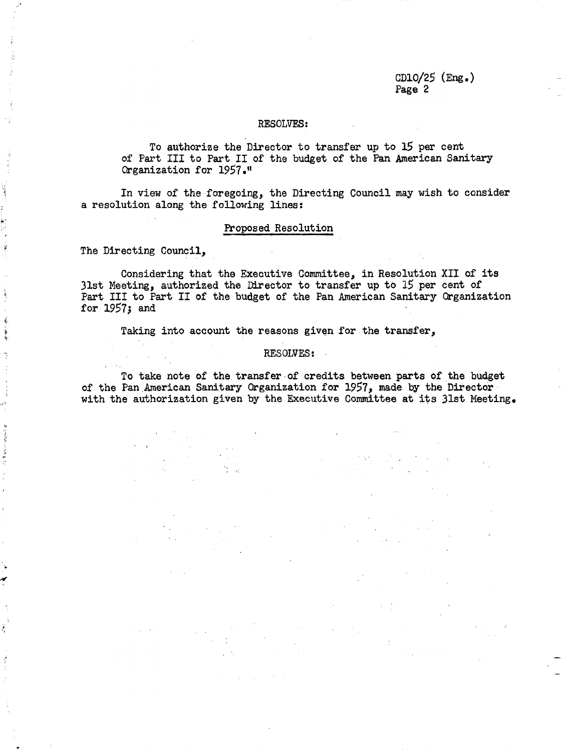RESOLVES:

To authorize the Director to transfer up to 15 per cent of Part III to Part II of the budget of the Pan American Sanitary Organization for 1957."

In view of the foregoing, the Directing Council may wish to consider a resolution along the following lines:

Proposed Resolution

The Directing Council,

Considering that the Executive Committee, in Resolution XII of its 31st Meeting, authorized the Director to transfer up to 15 per cent of Part III to Part II of the budget of the Pan American Sanitary Organization for 1957; and

Taking into account the reasons given for the transfer,

RESOLVES:

To take note of the transfer of credits between parts of the budget of the Pan American Sanitary Organization for 1957, made by the Director with the authorization given by the Executive Committee at its 31st Meeting.